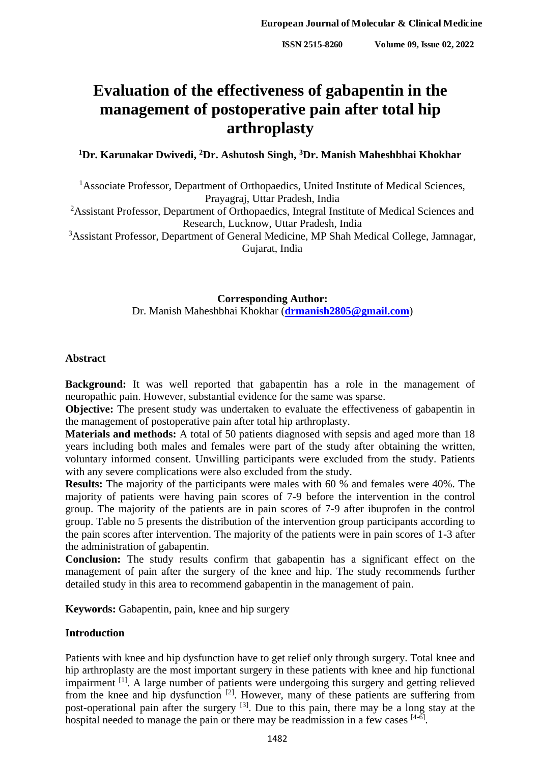# Evaluation of the effectiveness of gabapentin in the management of postoperative pain after total hip arthroplasty

**[1]Dr. Karunakar Dwivedi, [2]Dr. Ashutosh Singh, [3]Dr. Manish Maheshbhai Khokhar**

[1]Associate Professor, Department of Orthopaedics, United Institute of Medical Sciences, Prayagraj, Uttar Pradesh, India

[2]Assistant Professor, Department of Orthopaedics, Integral Institute of Medical Sciences and Research, Lucknow, Uttar Pradesh, India

[3]Assistant Professor, Department of General Medicine, MP Shah Medical College, Jamnagar, Gujarat, India

**Corresponding Author:**
Dr. Manish Maheshbhai Khokhar (**drmanish2805@gmail.com**)

## Abstract

**Background:** It was well reported that gabapentin has a role in the management of neuropathic pain. However, substantial evidence for the same was sparse.

**Objective:** The present study was undertaken to evaluate the effectiveness of gabapentin in the management of postoperative pain after total hip arthroplasty.

**Materials and methods:** A total of 50 patients diagnosed with sepsis and aged more than 18 years including both males and females were part of the study after obtaining the written, voluntary informed consent. Unwilling participants were excluded from the study. Patients with any severe complications were also excluded from the study.

**Results:** The majority of the participants were males with 60 % and females were 40%. The majority of patients were having pain scores of 7-9 before the intervention in the control group. The majority of the patients are in pain scores of 7-9 after ibuprofen in the control group. Table no 5 presents the distribution of the intervention group participants according to the pain scores after intervention. The majority of the patients were in pain scores of 1-3 after the administration of gabapentin.

**Conclusion:** The study results confirm that gabapentin has a significant effect on the management of pain after the surgery of the knee and hip. The study recommends further detailed study in this area to recommend gabapentin in the management of pain.

**Keywords:** Gabapentin, pain, knee and hip surgery

## Introduction

Patients with knee and hip dysfunction have to get relief only through surgery. Total knee and hip arthroplasty are the most important surgery in these patients with knee and hip functional impairment [1]. A large number of patients were undergoing this surgery and getting relieved from the knee and hip dysfunction [2]. However, many of these patients are suffering from post-operational pain after the surgery [3]. Due to this pain, there may be a long stay at the hospital needed to manage the pain or there may be readmission in a few cases [4-6].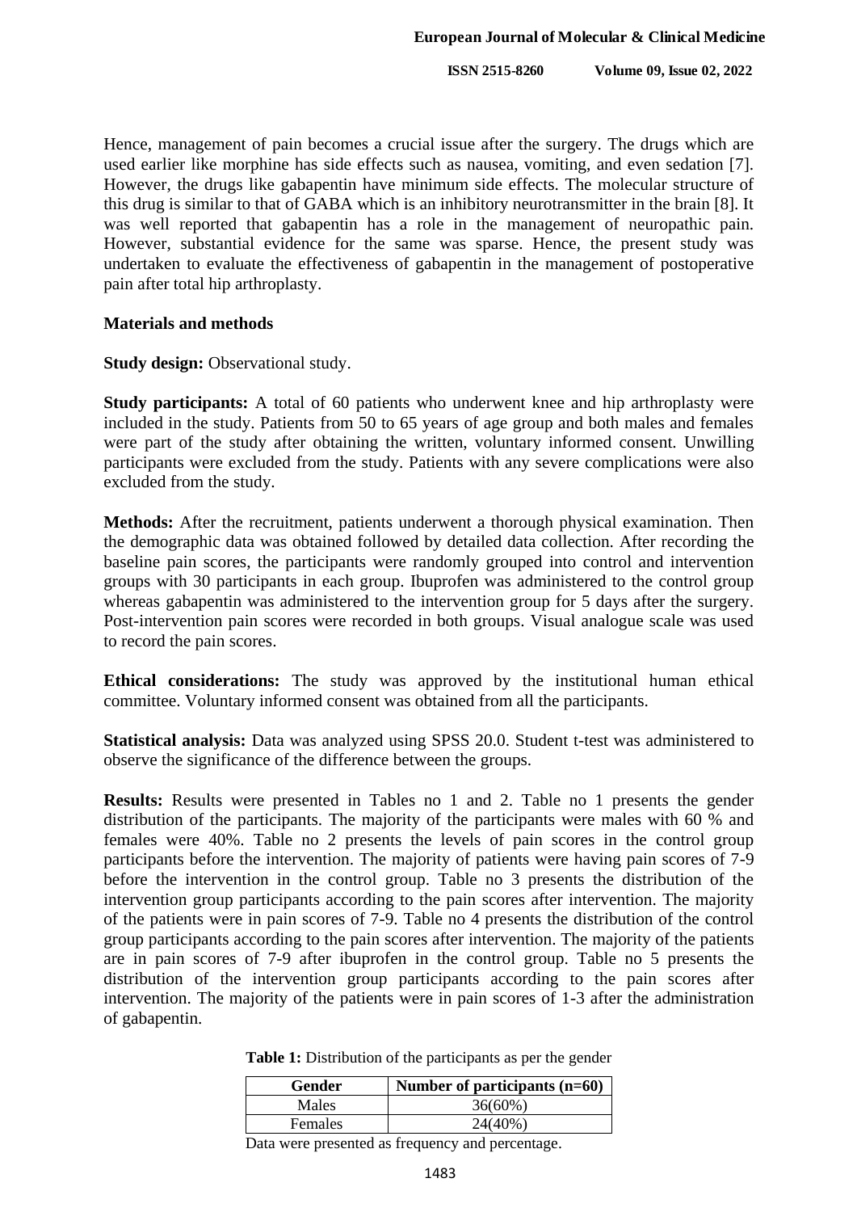Hence, management of pain becomes a crucial issue after the surgery. The drugs which are used earlier like morphine has side effects such as nausea, vomiting, and even sedation [7]. However, the drugs like gabapentin have minimum side effects. The molecular structure of this drug is similar to that of GABA which is an inhibitory neurotransmitter in the brain [8]. It was well reported that gabapentin has a role in the management of neuropathic pain. However, substantial evidence for the same was sparse. Hence, the present study was undertaken to evaluate the effectiveness of gabapentin in the management of postoperative pain after total hip arthroplasty.

## Materials and methods

**Study design:** Observational study.

**Study participants:** A total of 60 patients who underwent knee and hip arthroplasty were included in the study. Patients from 50 to 65 years of age group and both males and females were part of the study after obtaining the written, voluntary informed consent. Unwilling participants were excluded from the study. Patients with any severe complications were also excluded from the study.

**Methods:** After the recruitment, patients underwent a thorough physical examination. Then the demographic data was obtained followed by detailed data collection. After recording the baseline pain scores, the participants were randomly grouped into control and intervention groups with 30 participants in each group. Ibuprofen was administered to the control group whereas gabapentin was administered to the intervention group for 5 days after the surgery. Post-intervention pain scores were recorded in both groups. Visual analogue scale was used to record the pain scores.

**Ethical considerations:** The study was approved by the institutional human ethical committee. Voluntary informed consent was obtained from all the participants.

**Statistical analysis:** Data was analyzed using SPSS 20.0. Student t-test was administered to observe the significance of the difference between the groups.

**Results:** Results were presented in Tables no 1 and 2. Table no 1 presents the gender distribution of the participants. The majority of the participants were males with 60 % and females were 40%. Table no 2 presents the levels of pain scores in the control group participants before the intervention. The majority of patients were having pain scores of 7-9 before the intervention in the control group. Table no 3 presents the distribution of the intervention group participants according to the pain scores after intervention. The majority of the patients were in pain scores of 7-9. Table no 4 presents the distribution of the control group participants according to the pain scores after intervention. The majority of the patients are in pain scores of 7-9 after ibuprofen in the control group. Table no 5 presents the distribution of the intervention group participants according to the pain scores after intervention. The majority of the patients were in pain scores of 1-3 after the administration of gabapentin.

**Table 1:** Distribution of the participants as per the gender

| Gender | Number of participants (n=60) |
|---|---|
| Males | 36(60%) |
| Females | 24(40%) |

Data were presented as frequency and percentage.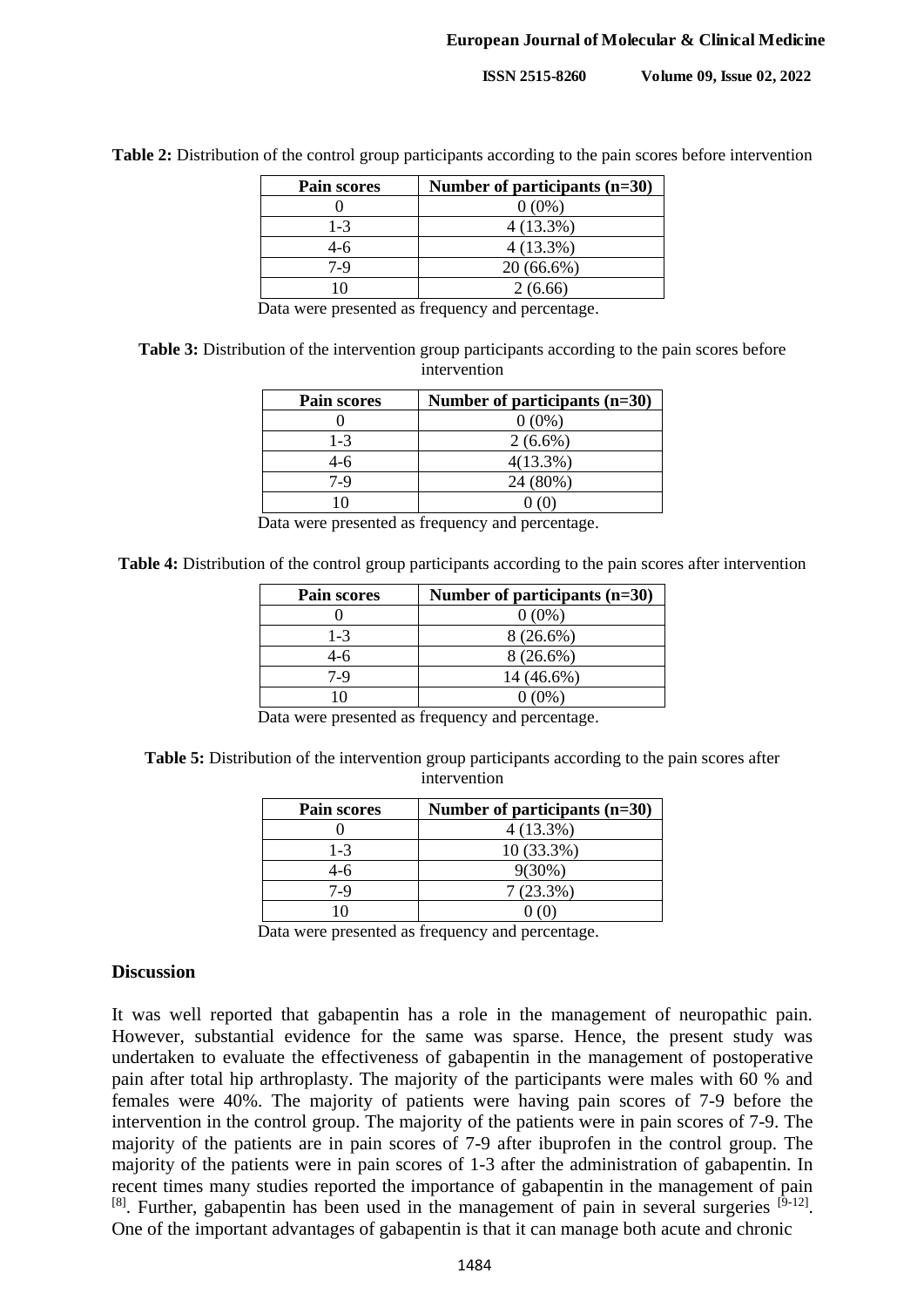**Table 2:** Distribution of the control group participants according to the pain scores before intervention

| Pain scores | Number of participants (n=30) |
|---|---|
| 0 | 0 (0%) |
| 1-3 | 4 (13.3%) |
| 4-6 | 4 (13.3%) |
| 7-9 | 20 (66.6%) |
| 10 | 2 (6.66) |

Data were presented as frequency and percentage.

**Table 3:** Distribution of the intervention group participants according to the pain scores before intervention

| Pain scores | Number of participants (n=30) |
|---|---|
| 0 | 0 (0%) |
| 1-3 | 2 (6.6%) |
| 4-6 | 4(13.3%) |
| 7-9 | 24 (80%) |
| 10 | 0 (0) |

Data were presented as frequency and percentage.

**Table 4:** Distribution of the control group participants according to the pain scores after intervention

| Pain scores | Number of participants (n=30) |
|---|---|
| 0 | 0 (0%) |
| 1-3 | 8 (26.6%) |
| 4-6 | 8 (26.6%) |
| 7-9 | 14 (46.6%) |
| 10 | 0 (0%) |

Data were presented as frequency and percentage.

**Table 5:** Distribution of the intervention group participants according to the pain scores after intervention

| Pain scores | Number of participants (n=30) |
|---|---|
| 0 | 4 (13.3%) |
| 1-3 | 10 (33.3%) |
| 4-6 | 9(30%) |
| 7-9 | 7 (23.3%) |
| 10 | 0 (0) |

Data were presented as frequency and percentage.

## Discussion

It was well reported that gabapentin has a role in the management of neuropathic pain. However, substantial evidence for the same was sparse. Hence, the present study was undertaken to evaluate the effectiveness of gabapentin in the management of postoperative pain after total hip arthroplasty. The majority of the participants were males with 60 % and females were 40%. The majority of patients were having pain scores of 7-9 before the intervention in the control group. The majority of the patients were in pain scores of 7-9. The majority of the patients are in pain scores of 7-9 after ibuprofen in the control group. The majority of the patients were in pain scores of 1-3 after the administration of gabapentin. In recent times many studies reported the importance of gabapentin in the management of pain [8]. Further, gabapentin has been used in the management of pain in several surgeries [9-12]. One of the important advantages of gabapentin is that it can manage both acute and chronic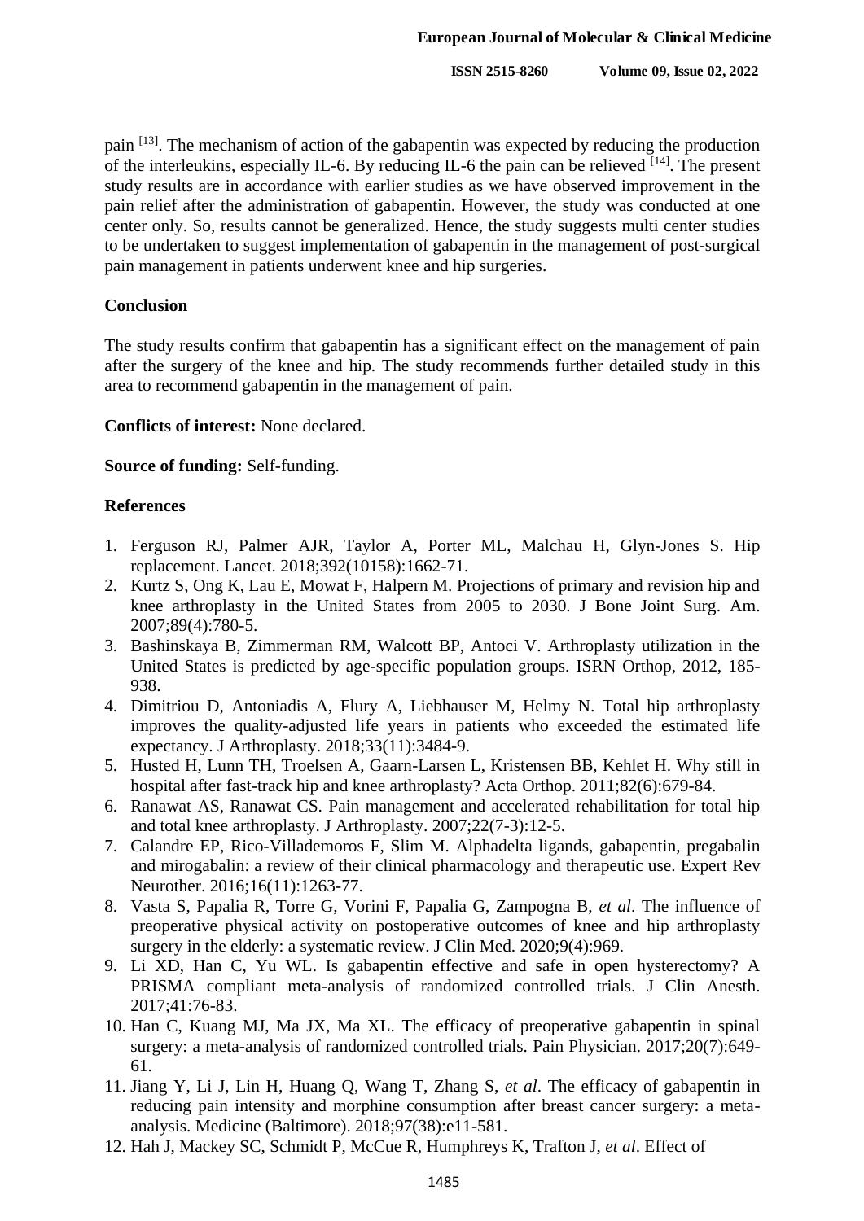pain [13]. The mechanism of action of the gabapentin was expected by reducing the production of the interleukins, especially IL-6. By reducing IL-6 the pain can be relieved [14]. The present study results are in accordance with earlier studies as we have observed improvement in the pain relief after the administration of gabapentin. However, the study was conducted at one center only. So, results cannot be generalized. Hence, the study suggests multi center studies to be undertaken to suggest implementation of gabapentin in the management of post-surgical pain management in patients underwent knee and hip surgeries.

## Conclusion

The study results confirm that gabapentin has a significant effect on the management of pain after the surgery of the knee and hip. The study recommends further detailed study in this area to recommend gabapentin in the management of pain.

**Conflicts of interest:** None declared.

**Source of funding:** Self-funding.

## References

1. Ferguson RJ, Palmer AJR, Taylor A, Porter ML, Malchau H, Glyn-Jones S. Hip replacement. Lancet. 2018;392(10158):1662-71.
2. Kurtz S, Ong K, Lau E, Mowat F, Halpern M. Projections of primary and revision hip and knee arthroplasty in the United States from 2005 to 2030. J Bone Joint Surg. Am. 2007;89(4):780-5.
3. Bashinskaya B, Zimmerman RM, Walcott BP, Antoci V. Arthroplasty utilization in the United States is predicted by age-specific population groups. ISRN Orthop, 2012, 185-938.
4. Dimitriou D, Antoniadis A, Flury A, Liebhauser M, Helmy N. Total hip arthroplasty improves the quality-adjusted life years in patients who exceeded the estimated life expectancy. J Arthroplasty. 2018;33(11):3484-9.
5. Husted H, Lunn TH, Troelsen A, Gaarn-Larsen L, Kristensen BB, Kehlet H. Why still in hospital after fast-track hip and knee arthroplasty? Acta Orthop. 2011;82(6):679-84.
6. Ranawat AS, Ranawat CS. Pain management and accelerated rehabilitation for total hip and total knee arthroplasty. J Arthroplasty. 2007;22(7-3):12-5.
7. Calandre EP, Rico-Villademoros F, Slim M. Alphadelta ligands, gabapentin, pregabalin and mirogabalin: a review of their clinical pharmacology and therapeutic use. Expert Rev Neurother. 2016;16(11):1263-77.
8. Vasta S, Papalia R, Torre G, Vorini F, Papalia G, Zampogna B, *et al*. The influence of preoperative physical activity on postoperative outcomes of knee and hip arthroplasty surgery in the elderly: a systematic review. J Clin Med. 2020;9(4):969.
9. Li XD, Han C, Yu WL. Is gabapentin effective and safe in open hysterectomy? A PRISMA compliant meta-analysis of randomized controlled trials. J Clin Anesth. 2017;41:76-83.
10. Han C, Kuang MJ, Ma JX, Ma XL. The efficacy of preoperative gabapentin in spinal surgery: a meta-analysis of randomized controlled trials. Pain Physician. 2017;20(7):649-61.
11. Jiang Y, Li J, Lin H, Huang Q, Wang T, Zhang S, *et al*. The efficacy of gabapentin in reducing pain intensity and morphine consumption after breast cancer surgery: a meta-analysis. Medicine (Baltimore). 2018;97(38):e11-581.
12. Hah J, Mackey SC, Schmidt P, McCue R, Humphreys K, Trafton J, *et al*. Effect of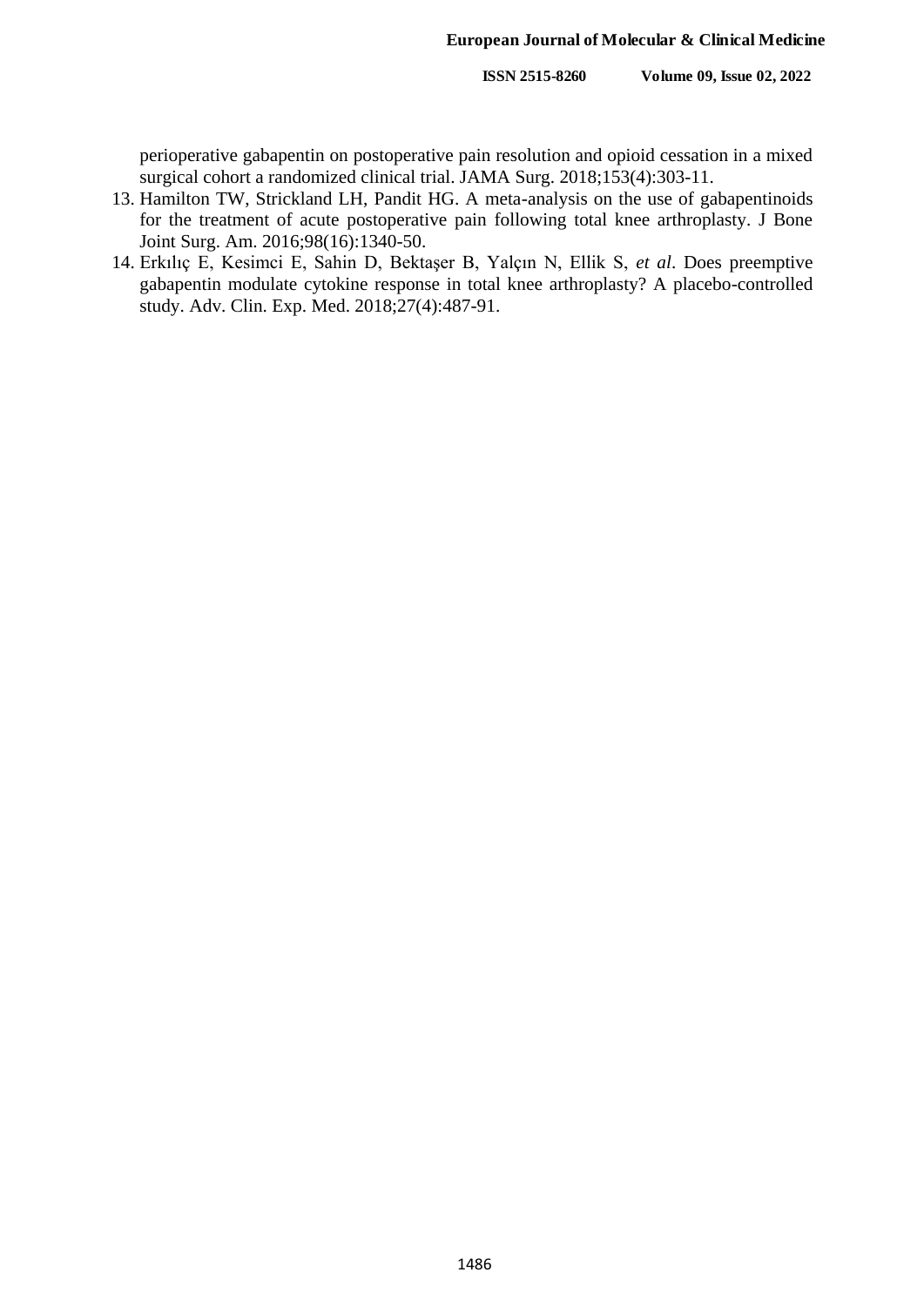perioperative gabapentin on postoperative pain resolution and opioid cessation in a mixed surgical cohort a randomized clinical trial. JAMA Surg. 2018;153(4):303-11.

13. Hamilton TW, Strickland LH, Pandit HG. A meta-analysis on the use of gabapentinoids for the treatment of acute postoperative pain following total knee arthroplasty. J Bone Joint Surg. Am. 2016;98(16):1340-50.
14. Erkılıç E, Kesimci E, Sahin D, Bektaşer B, Yalçın N, Ellik S, *et al*. Does preemptive gabapentin modulate cytokine response in total knee arthroplasty? A placebo-controlled study. Adv. Clin. Exp. Med. 2018;27(4):487-91.